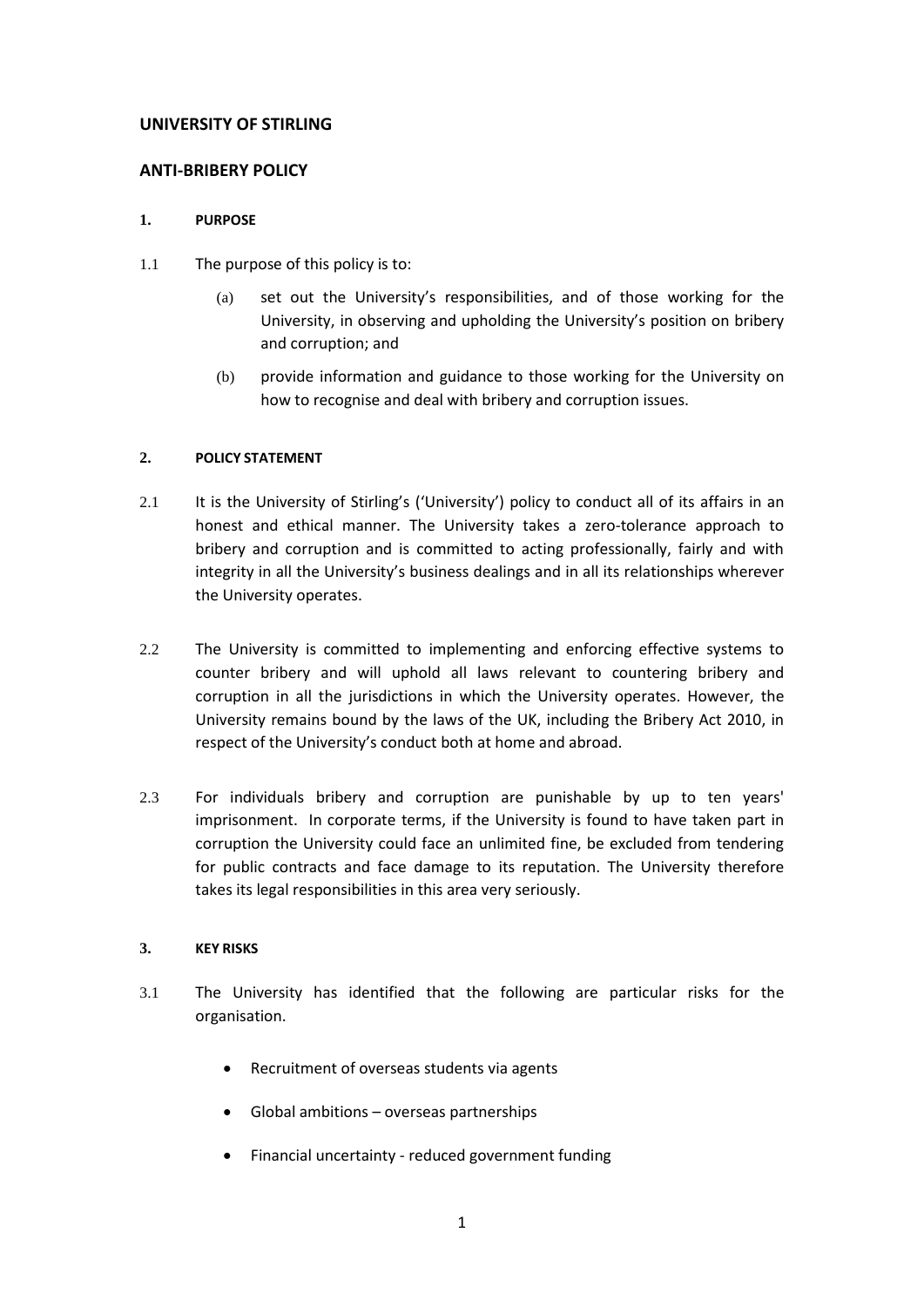## UNIVERSITY OF STIRLING

## ANTI-BRIBERY POLICY

### 1. PURPOSE

1.1 The purpose of this policy is to:

(a) set out the University's responsibilities, and of those working for the University, in observing and upholding the University's position on bribery and corruption; and

(b) provide information and guidance to those working for the University on how to recognise and deal with bribery and corruption issues.

### 2. POLICY STATEMENT

2.1 It is the University of Stirling's ('University') policy to conduct all of its affairs in an honest and ethical manner. The University takes a zero-tolerance approach to bribery and corruption and is committed to acting professionally, fairly and with integrity in all the University's business dealings and in all its relationships wherever the University operates.

2.2 The University is committed to implementing and enforcing effective systems to counter bribery and will uphold all laws relevant to countering bribery and corruption in all the jurisdictions in which the University operates. However, the University remains bound by the laws of the UK, including the Bribery Act 2010, in respect of the University's conduct both at home and abroad.

2.3 For individuals bribery and corruption are punishable by up to ten years' imprisonment. In corporate terms, if the University is found to have taken part in corruption the University could face an unlimited fine, be excluded from tendering for public contracts and face damage to its reputation. The University therefore takes its legal responsibilities in this area very seriously.

### 3. KEY RISKS

3.1 The University has identified that the following are particular risks for the organisation.

- Recruitment of overseas students via agents
- Global ambitions – overseas partnerships
- Financial uncertainty - reduced government funding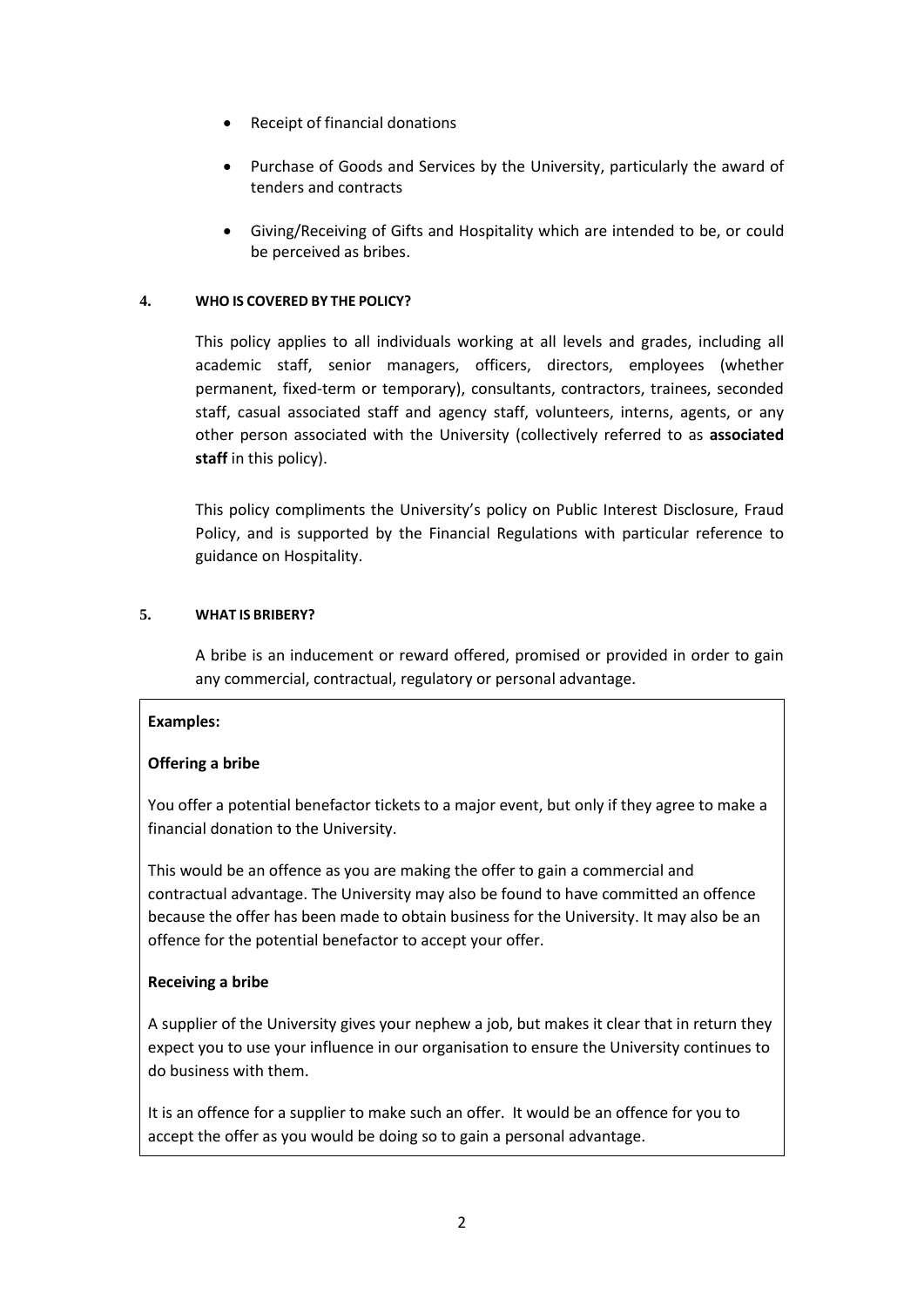- Receipt of financial donations
- Purchase of Goods and Services by the University, particularly the award of tenders and contracts
- Giving/Receiving of Gifts and Hospitality which are intended to be, or could be perceived as bribes.

#### 4. WHO IS COVERED BY THE POLICY?

This policy applies to all individuals working at all levels and grades, including all academic staff, senior managers, officers, directors, employees (whether permanent, fixed-term or temporary), consultants, contractors, trainees, seconded staff, casual associated staff and agency staff, volunteers, interns, agents, or any other person associated with the University (collectively referred to as **associated staff** in this policy).

This policy compliments the University's policy on Public Interest Disclosure, Fraud Policy, and is supported by the Financial Regulations with particular reference to guidance on Hospitality.

#### 5. WHAT IS BRIBERY?

A bribe is an inducement or reward offered, promised or provided in order to gain any commercial, contractual, regulatory or personal advantage.

**Examples:**

**Offering a bribe**

You offer a potential benefactor tickets to a major event, but only if they agree to make a financial donation to the University.

This would be an offence as you are making the offer to gain a commercial and contractual advantage. The University may also be found to have committed an offence because the offer has been made to obtain business for the University. It may also be an offence for the potential benefactor to accept your offer.

**Receiving a bribe**

A supplier of the University gives your nephew a job, but makes it clear that in return they expect you to use your influence in our organisation to ensure the University continues to do business with them.

It is an offence for a supplier to make such an offer. It would be an offence for you to accept the offer as you would be doing so to gain a personal advantage.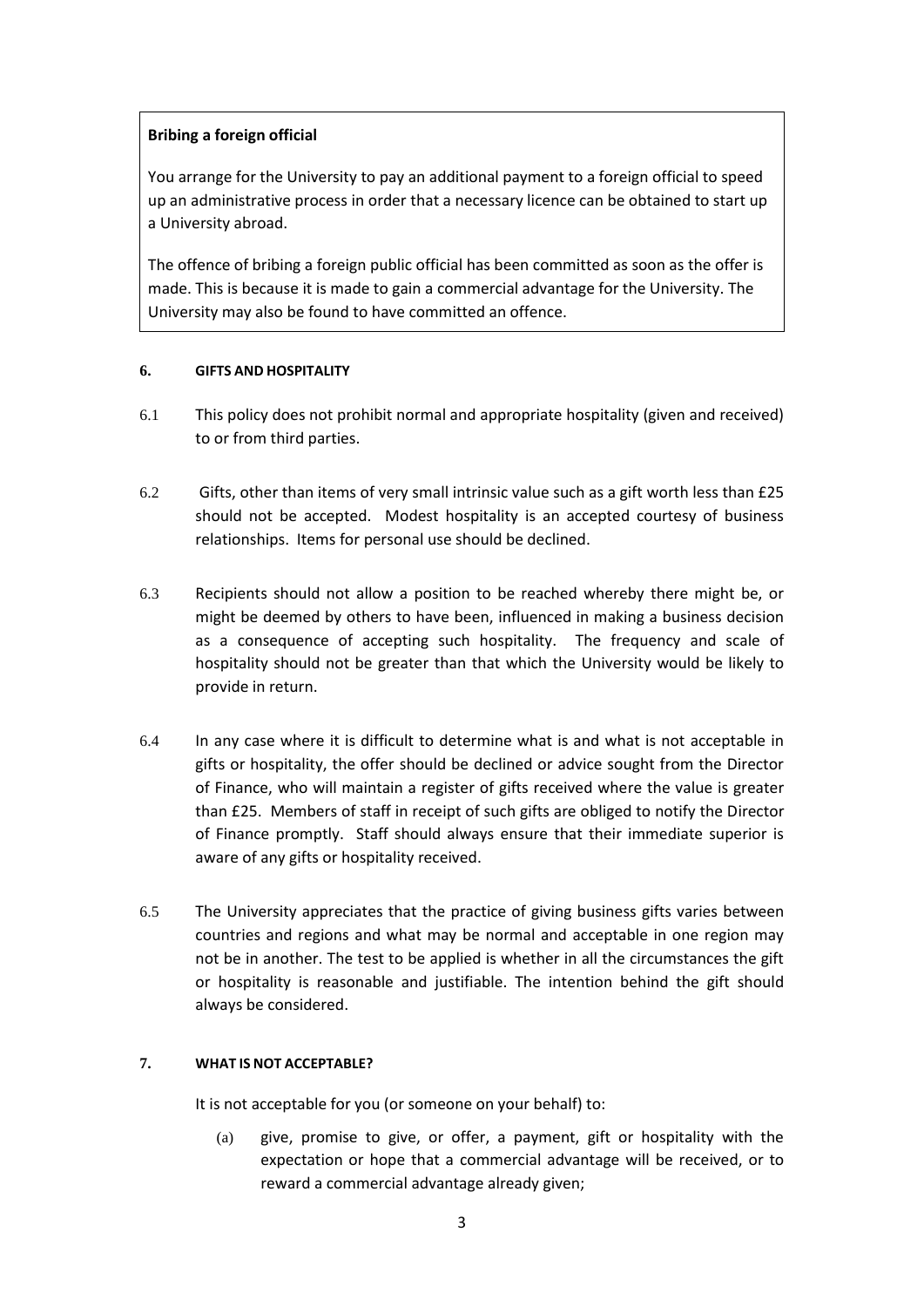**Bribing a foreign official**

You arrange for the University to pay an additional payment to a foreign official to speed up an administrative process in order that a necessary licence can be obtained to start up a University abroad.

The offence of bribing a foreign public official has been committed as soon as the offer is made. This is because it is made to gain a commercial advantage for the University. The University may also be found to have committed an offence.

## 6. GIFTS AND HOSPITALITY

6.1 This policy does not prohibit normal and appropriate hospitality (given and received) to or from third parties.

6.2 Gifts, other than items of very small intrinsic value such as a gift worth less than £25 should not be accepted. Modest hospitality is an accepted courtesy of business relationships. Items for personal use should be declined.

6.3 Recipients should not allow a position to be reached whereby there might be, or might be deemed by others to have been, influenced in making a business decision as a consequence of accepting such hospitality. The frequency and scale of hospitality should not be greater than that which the University would be likely to provide in return.

6.4 In any case where it is difficult to determine what is and what is not acceptable in gifts or hospitality, the offer should be declined or advice sought from the Director of Finance, who will maintain a register of gifts received where the value is greater than £25. Members of staff in receipt of such gifts are obliged to notify the Director of Finance promptly. Staff should always ensure that their immediate superior is aware of any gifts or hospitality received.

6.5 The University appreciates that the practice of giving business gifts varies between countries and regions and what may be normal and acceptable in one region may not be in another. The test to be applied is whether in all the circumstances the gift or hospitality is reasonable and justifiable. The intention behind the gift should always be considered.

## 7. WHAT IS NOT ACCEPTABLE?

It is not acceptable for you (or someone on your behalf) to:

(a) give, promise to give, or offer, a payment, gift or hospitality with the expectation or hope that a commercial advantage will be received, or to reward a commercial advantage already given;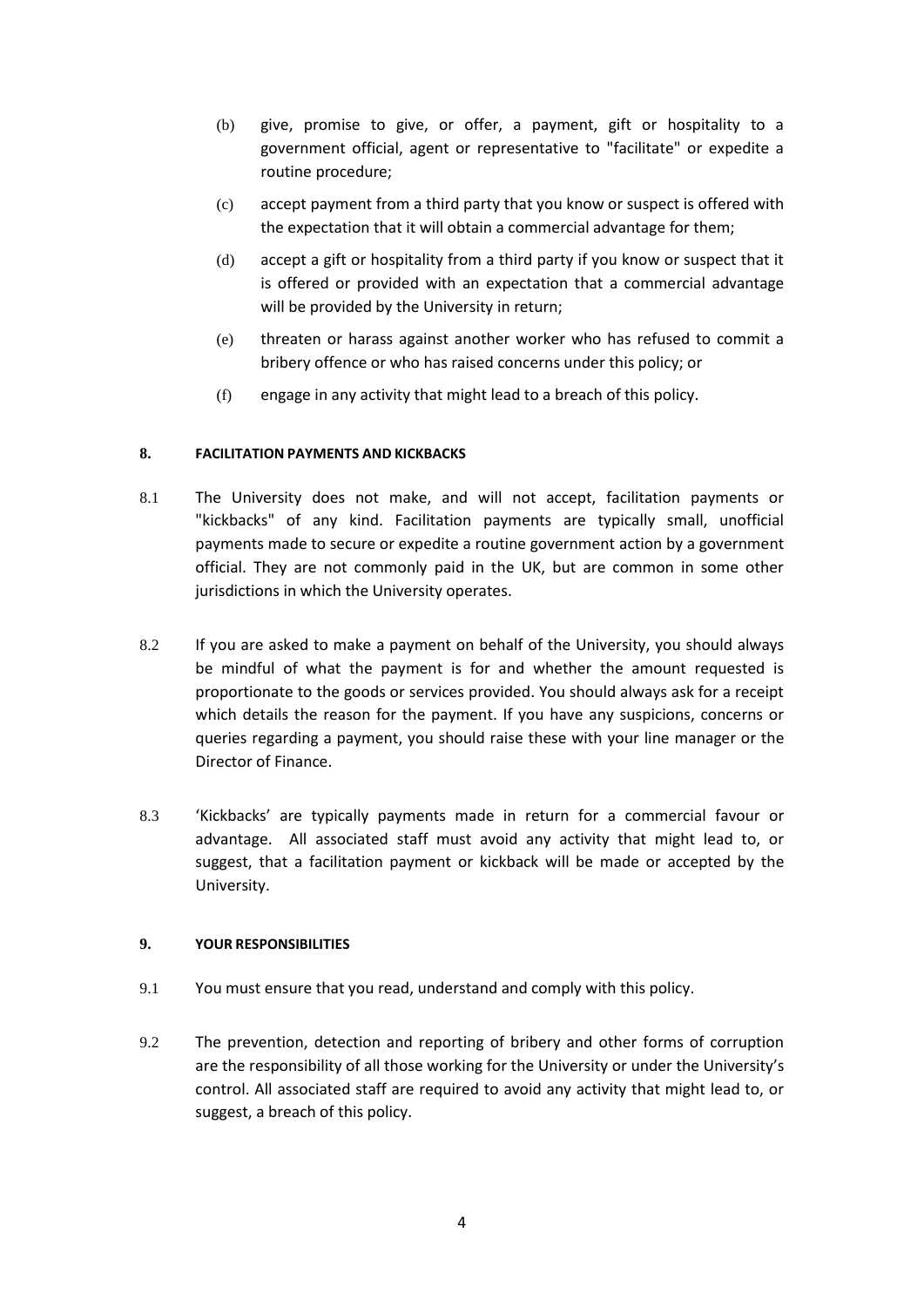(b) give, promise to give, or offer, a payment, gift or hospitality to a government official, agent or representative to "facilitate" or expedite a routine procedure;

(c) accept payment from a third party that you know or suspect is offered with the expectation that it will obtain a commercial advantage for them;

(d) accept a gift or hospitality from a third party if you know or suspect that it is offered or provided with an expectation that a commercial advantage will be provided by the University in return;

(e) threaten or harass against another worker who has refused to commit a bribery offence or who has raised concerns under this policy; or

(f) engage in any activity that might lead to a breach of this policy.

## 8. FACILITATION PAYMENTS AND KICKBACKS

8.1 The University does not make, and will not accept, facilitation payments or "kickbacks" of any kind. Facilitation payments are typically small, unofficial payments made to secure or expedite a routine government action by a government official. They are not commonly paid in the UK, but are common in some other jurisdictions in which the University operates.

8.2 If you are asked to make a payment on behalf of the University, you should always be mindful of what the payment is for and whether the amount requested is proportionate to the goods or services provided. You should always ask for a receipt which details the reason for the payment. If you have any suspicions, concerns or queries regarding a payment, you should raise these with your line manager or the Director of Finance.

8.3 'Kickbacks' are typically payments made in return for a commercial favour or advantage. All associated staff must avoid any activity that might lead to, or suggest, that a facilitation payment or kickback will be made or accepted by the University.

## 9. YOUR RESPONSIBILITIES

9.1 You must ensure that you read, understand and comply with this policy.

9.2 The prevention, detection and reporting of bribery and other forms of corruption are the responsibility of all those working for the University or under the University's control. All associated staff are required to avoid any activity that might lead to, or suggest, a breach of this policy.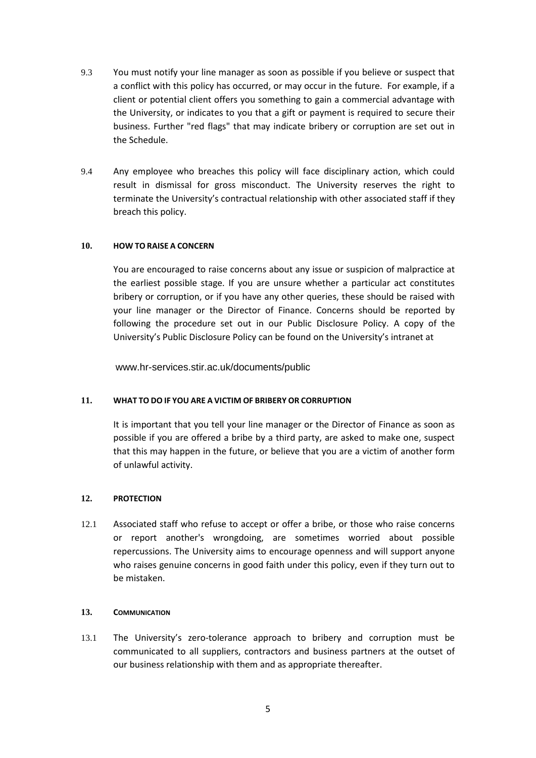9.3 You must notify your line manager as soon as possible if you believe or suspect that a conflict with this policy has occurred, or may occur in the future. For example, if a client or potential client offers you something to gain a commercial advantage with the University, or indicates to you that a gift or payment is required to secure their business. Further "red flags" that may indicate bribery or corruption are set out in the Schedule.

9.4 Any employee who breaches this policy will face disciplinary action, which could result in dismissal for gross misconduct. The University reserves the right to terminate the University's contractual relationship with other associated staff if they breach this policy.

## 10. HOW TO RAISE A CONCERN

You are encouraged to raise concerns about any issue or suspicion of malpractice at the earliest possible stage. If you are unsure whether a particular act constitutes bribery or corruption, or if you have any other queries, these should be raised with your line manager or the Director of Finance. Concerns should be reported by following the procedure set out in our Public Disclosure Policy. A copy of the University's Public Disclosure Policy can be found on the University's intranet at

www.hr-services.stir.ac.uk/documents/public

## 11. WHAT TO DO IF YOU ARE A VICTIM OF BRIBERY OR CORRUPTION

It is important that you tell your line manager or the Director of Finance as soon as possible if you are offered a bribe by a third party, are asked to make one, suspect that this may happen in the future, or believe that you are a victim of another form of unlawful activity.

## 12. PROTECTION

12.1 Associated staff who refuse to accept or offer a bribe, or those who raise concerns or report another's wrongdoing, are sometimes worried about possible repercussions. The University aims to encourage openness and will support anyone who raises genuine concerns in good faith under this policy, even if they turn out to be mistaken.

## 13. COMMUNICATION

13.1 The University's zero-tolerance approach to bribery and corruption must be communicated to all suppliers, contractors and business partners at the outset of our business relationship with them and as appropriate thereafter.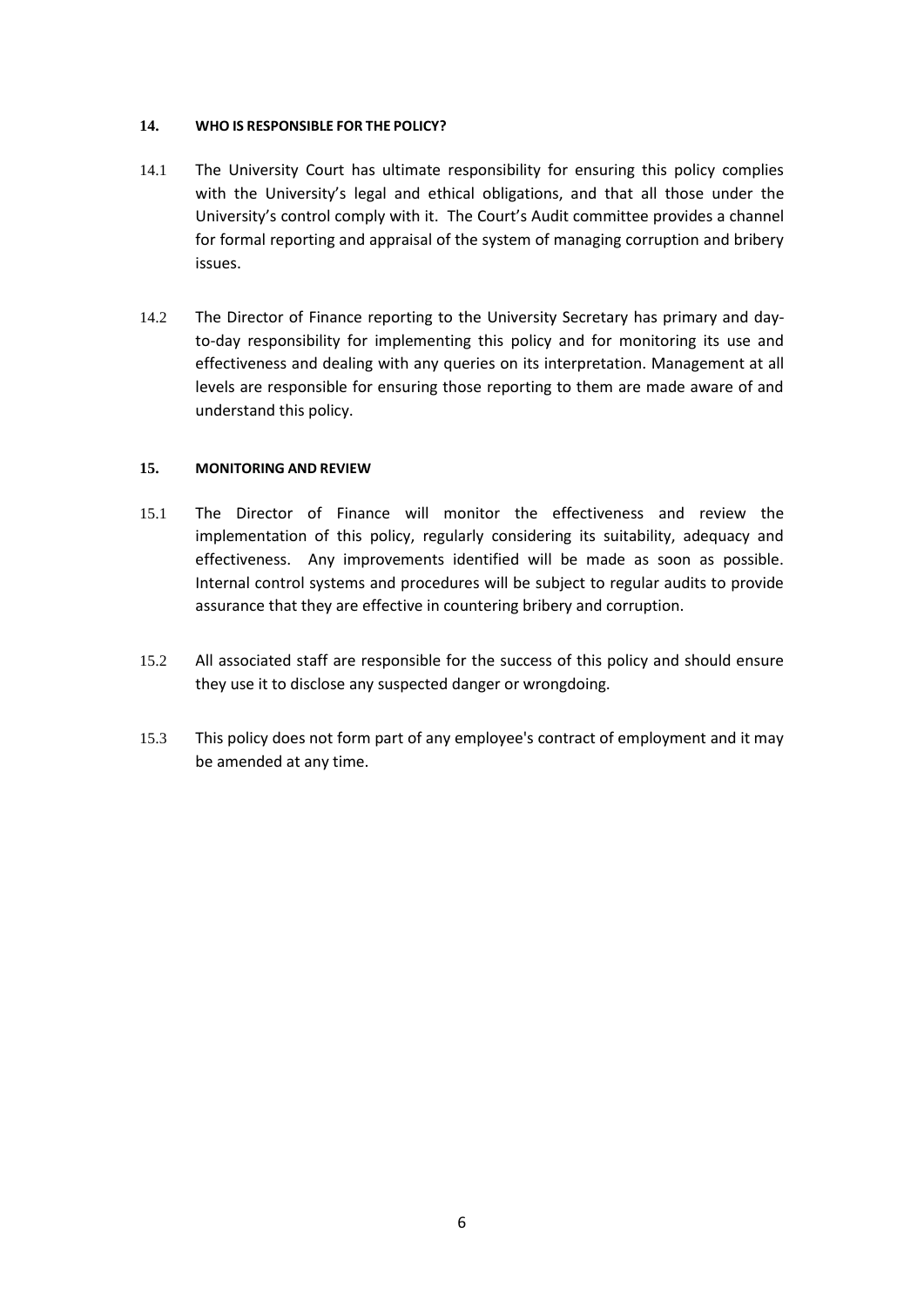## 14. WHO IS RESPONSIBLE FOR THE POLICY?

14.1 The University Court has ultimate responsibility for ensuring this policy complies with the University's legal and ethical obligations, and that all those under the University's control comply with it. The Court's Audit committee provides a channel for formal reporting and appraisal of the system of managing corruption and bribery issues.

14.2 The Director of Finance reporting to the University Secretary has primary and day-to-day responsibility for implementing this policy and for monitoring its use and effectiveness and dealing with any queries on its interpretation. Management at all levels are responsible for ensuring those reporting to them are made aware of and understand this policy.

## 15. MONITORING AND REVIEW

15.1 The Director of Finance will monitor the effectiveness and review the implementation of this policy, regularly considering its suitability, adequacy and effectiveness. Any improvements identified will be made as soon as possible. Internal control systems and procedures will be subject to regular audits to provide assurance that they are effective in countering bribery and corruption.

15.2 All associated staff are responsible for the success of this policy and should ensure they use it to disclose any suspected danger or wrongdoing.

15.3 This policy does not form part of any employee's contract of employment and it may be amended at any time.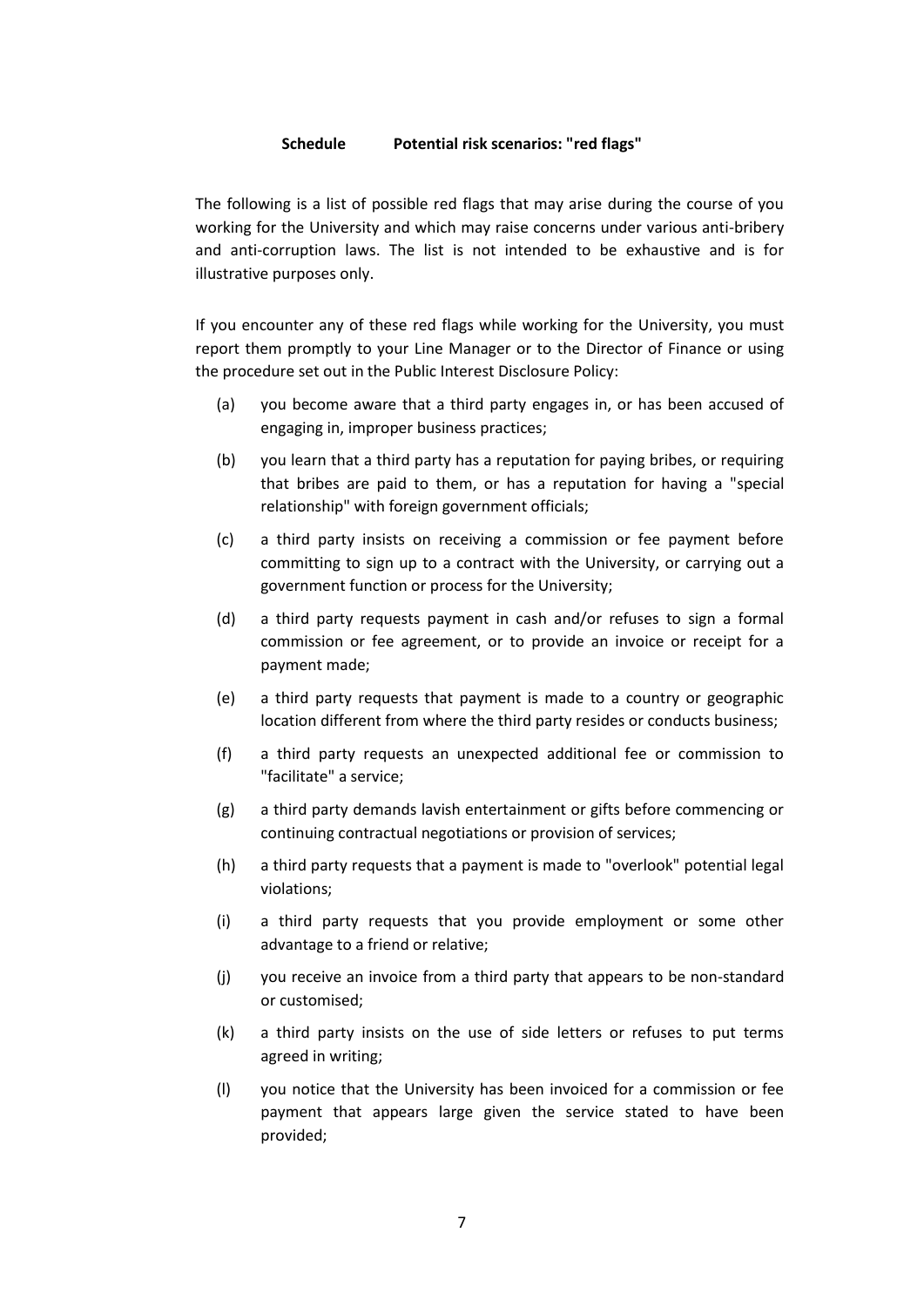## Schedule Potential risk scenarios: "red flags"

The following is a list of possible red flags that may arise during the course of you working for the University and which may raise concerns under various anti-bribery and anti-corruption laws. The list is not intended to be exhaustive and is for illustrative purposes only.

If you encounter any of these red flags while working for the University, you must report them promptly to your Line Manager or to the Director of Finance or using the procedure set out in the Public Interest Disclosure Policy:

(a) you become aware that a third party engages in, or has been accused of engaging in, improper business practices;

(b) you learn that a third party has a reputation for paying bribes, or requiring that bribes are paid to them, or has a reputation for having a "special relationship" with foreign government officials;

(c) a third party insists on receiving a commission or fee payment before committing to sign up to a contract with the University, or carrying out a government function or process for the University;

(d) a third party requests payment in cash and/or refuses to sign a formal commission or fee agreement, or to provide an invoice or receipt for a payment made;

(e) a third party requests that payment is made to a country or geographic location different from where the third party resides or conducts business;

(f) a third party requests an unexpected additional fee or commission to "facilitate" a service;

(g) a third party demands lavish entertainment or gifts before commencing or continuing contractual negotiations or provision of services;

(h) a third party requests that a payment is made to "overlook" potential legal violations;

(i) a third party requests that you provide employment or some other advantage to a friend or relative;

(j) you receive an invoice from a third party that appears to be non-standard or customised;

(k) a third party insists on the use of side letters or refuses to put terms agreed in writing;

(l) you notice that the University has been invoiced for a commission or fee payment that appears large given the service stated to have been provided;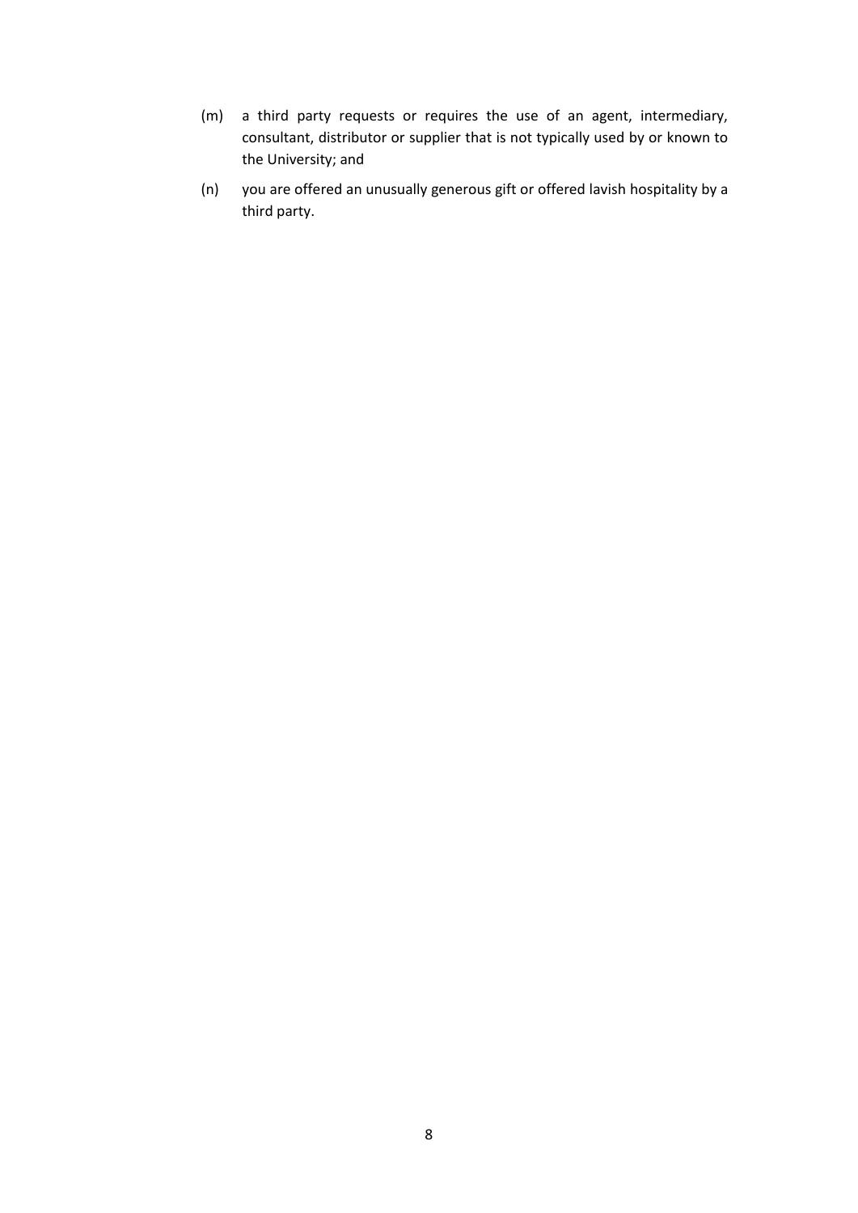(m) a third party requests or requires the use of an agent, intermediary, consultant, distributor or supplier that is not typically used by or known to the University; and

(n) you are offered an unusually generous gift or offered lavish hospitality by a third party.